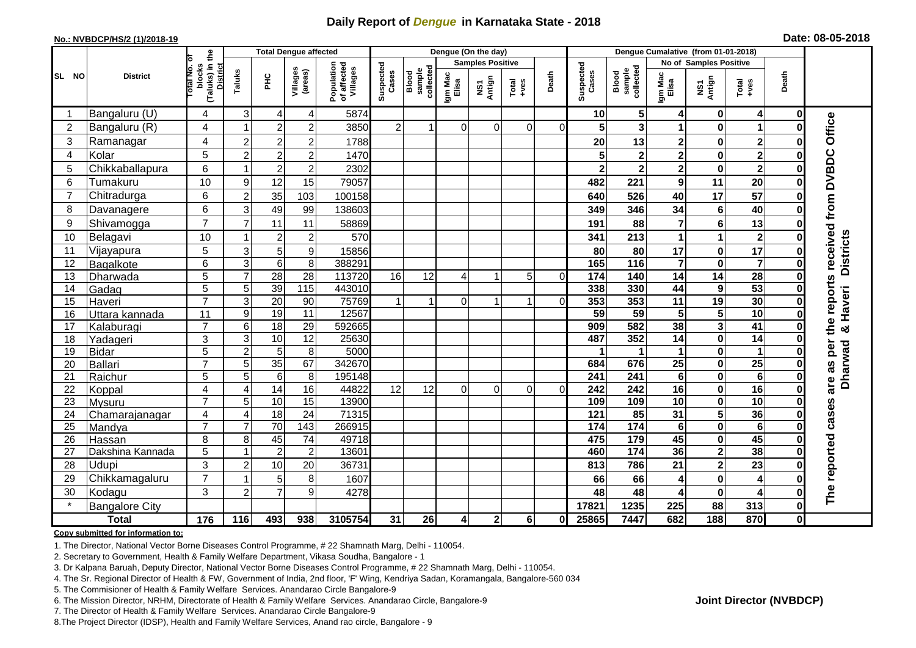# Daily Report of *Dengue* in Karnataka State - 2018

**No.: NVBDCP/HS/2 (1)/2018-19**

**Date: 08-05-2018**

| SL NO | District | Total No. of blocks (Taluks) in the District | Total Dengue affected | | | | Dengue (On the day) | | | | | | | Dengue Cumalative (from 01-01-2018) | | | | | | | |
|---|---|---|---|---|---|---|---|---|---|---|---|---|---|---|---|---|---|---|---|---|
| | | | Taluks | PHC | Villages (areas) | Population of affected Villages | Suspected Cases | Blood sample collected | Samples Positive | | | Death | Suspected Cases | Blood sample collected | No of Samples Positive | | | Death | |
| | | | | | | | | | Igm Mac Elisa | NS1 Antign | Total +ves | | | | Igm Mac Elisa | NS1 Antign | Total +ves | | |
| 1 | Bangaluru (U) | 4 | 3 | 4 | 4 | 5874 | | | | | | | 10 | 5 | 4 | 0 | 4 | 0 | The reported cases are as per the reports received from DVBDC Office Dharwad & Haveri Districts |
| 2 | Bangaluru (R) | 4 | 1 | 2 | 2 | 3850 | 2 | 1 | 0 | 0 | 0 | 0 | 5 | 3 | 1 | 0 | 1 | 0 | |
| 3 | Ramanagar | 4 | 2 | 2 | 2 | 1788 | | | | | | | 20 | 13 | 2 | 0 | 2 | 0 | |
| 4 | Kolar | 5 | 2 | 2 | 2 | 1470 | | | | | | | 5 | 2 | 2 | 0 | 2 | 0 | |
| 5 | Chikkaballapura | 6 | 1 | 2 | 2 | 2302 | | | | | | | 2 | 2 | 2 | 0 | 2 | 0 | |
| 6 | Tumakuru | 10 | 9 | 12 | 15 | 79057 | | | | | | | 482 | 221 | 9 | 11 | 20 | 0 | |
| 7 | Chitradurga | 6 | 2 | 35 | 103 | 100158 | | | | | | | 640 | 526 | 40 | 17 | 57 | 0 | |
| 8 | Davanagere | 6 | 3 | 49 | 99 | 138603 | | | | | | | 349 | 346 | 34 | 6 | 40 | 0 | |
| 9 | Shivamogga | 7 | 7 | 11 | 11 | 58869 | | | | | | | 191 | 88 | 7 | 6 | 13 | 0 | |
| 10 | Belagavi | 10 | 1 | 2 | 2 | 570 | | | | | | | 341 | 213 | 1 | 1 | 2 | 0 | |
| 11 | Vijayapura | 5 | 3 | 5 | 9 | 15856 | | | | | | | 80 | 80 | 17 | 0 | 17 | 0 | |
| 12 | Bagalkote | 6 | 3 | 6 | 8 | 388291 | | | | | | | 165 | 116 | 7 | 0 | 7 | 0 | |
| 13 | Dharwada | 5 | 7 | 28 | 28 | 113720 | 16 | 12 | 4 | 1 | 5 | 0 | 174 | 140 | 14 | 14 | 28 | 0 | |
| 14 | Gadag | 5 | 5 | 39 | 115 | 443010 | | | | | | | 338 | 330 | 44 | 9 | 53 | 0 | |
| 15 | Haveri | 7 | 3 | 20 | 90 | 75769 | 1 | 1 | 0 | 1 | 1 | 0 | 353 | 353 | 11 | 19 | 30 | 0 | |
| 16 | Uttara kannada | 11 | 9 | 19 | 11 | 12567 | | | | | | | 59 | 59 | 5 | 5 | 10 | 0 | |
| 17 | Kalaburagi | 7 | 6 | 18 | 29 | 592665 | | | | | | | 909 | 582 | 38 | 3 | 41 | 0 | |
| 18 | Yadageri | 3 | 3 | 10 | 12 | 25630 | | | | | | | 487 | 352 | 14 | 0 | 14 | 0 | |
| 19 | Bidar | 5 | 2 | 5 | 8 | 5000 | | | | | | | 1 | 1 | 1 | 0 | 1 | 0 | |
| 20 | Ballari | 7 | 5 | 35 | 67 | 342670 | | | | | | | 684 | 676 | 25 | 0 | 25 | 0 | |
| 21 | Raichur | 5 | 5 | 6 | 8 | 195148 | | | | | | | 241 | 241 | 6 | 0 | 6 | 0 | |
| 22 | Koppal | 4 | 4 | 14 | 16 | 44822 | 12 | 12 | 0 | 0 | 0 | 0 | 242 | 242 | 16 | 0 | 16 | 0 | |
| 23 | Mysuru | 7 | 5 | 10 | 15 | 13900 | | | | | | | 109 | 109 | 10 | 0 | 10 | 0 | |
| 24 | Chamarajanagar | 4 | 4 | 18 | 24 | 71315 | | | | | | | 121 | 85 | 31 | 5 | 36 | 0 | |
| 25 | Mandya | 7 | 7 | 70 | 143 | 266915 | | | | | | | 174 | 174 | 6 | 0 | 6 | 0 | |
| 26 | Hassan | 8 | 8 | 45 | 74 | 49718 | | | | | | | 475 | 179 | 45 | 0 | 45 | 0 | |
| 27 | Dakshina Kannada | 5 | 1 | 2 | 2 | 13601 | | | | | | | 460 | 174 | 36 | 2 | 38 | 0 | |
| 28 | Udupi | 3 | 2 | 10 | 20 | 36731 | | | | | | | 813 | 786 | 21 | 2 | 23 | 0 | |
| 29 | Chikkamagaluru | 7 | 1 | 5 | 8 | 1607 | | | | | | | 66 | 66 | 4 | 0 | 4 | 0 | |
| 30 | Kodagu | 3 | 2 | 7 | 9 | 4278 | | | | | | | 48 | 48 | 4 | 0 | 4 | 0 | |
| * | Bangalore City | | | | | | | | | | | | 17821 | 1235 | 225 | 88 | 313 | 0 | |
| | **Total** | **176** | **116** | **493** | **938** | **3105754** | **31** | **26** | **4** | **2** | **6** | **0** | **25865** | **7447** | **682** | **188** | **870** | **0** | |

**Copy submitted for information to:**

1. The Director, National Vector Borne Diseases Control Programme, # 22 Shamnath Marg, Delhi - 110054.
2. Secretary to Government, Health & Family Welfare Department, Vikasa Soudha, Bangalore - 1
3. Dr Kalpana Baruah, Deputy Director, National Vector Borne Diseases Control Programme, # 22 Shamnath Marg, Delhi - 110054.
4. The Sr. Regional Director of Health & FW, Government of India, 2nd floor, 'F' Wing, Kendriya Sadan, Koramangala, Bangalore-560 034
5. The Commisioner of Health & Family Welfare Services. Anandarao Circle Bangalore-9
6. The Mission Director, NRHM, Directorate of Health & Family Welfare Services. Anandarao Circle, Bangalore-9
7. The Director of Health & Family Welfare Services. Anandarao Circle Bangalore-9
8. The Project Director (IDSP), Health and Family Welfare Services, Anand rao circle, Bangalore - 9

**Joint Director (NVBDCP)**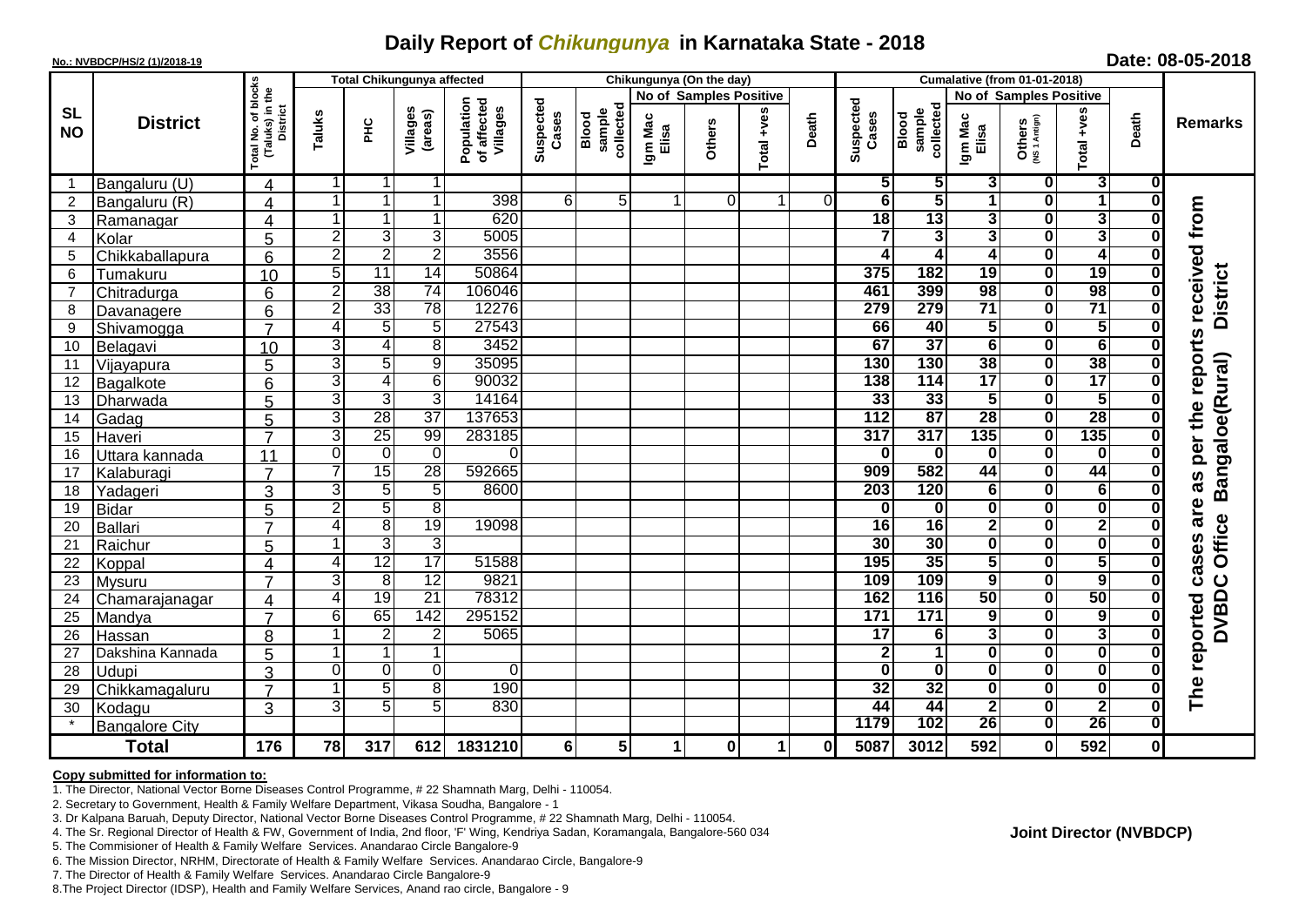# Daily Report of *Chikungunya* in Karnataka State - 2018

**No.: NVBDCP/HS/2 (1)/2018-19**

**Date: 08-05-2018**

| SL NO | District | Total No. of blocks (Taluks) in the District | Total Chikungunya affected | | | | Chikungunya (On the day) | | | | | | | Cumalative (from 01-01-2018) | | | | | | | Remarks |
|---|---|---|---|---|---|---|---|---|---|---|---|---|---|---|---|---|---|---|---|---|---|
| | | | Taluks | PHC | Villages (areas) | Population of affected Villages | Suspected Cases | Blood sample collected | No of Samples Positive | | | Death | | Suspected Cases | Blood sample collected | No of Samples Positive | | | Death | |
| | | | | | | | | | Igm Mac Elisa | Others | Total +ves | | | | | Igm Mac Elisa | Others (NS 1 Antign) | Total +ves | | |
| 1 | Bangaluru (U) | 4 | 1 | 1 | 1 | | | | | | | | 5 | 5 | 3 | 0 | 3 | 0 | The reported cases are as per the reports received from DVBDC Office Bangaloe(Rural) District |
| 2 | Bangaluru (R) | 4 | 1 | 1 | 1 | 398 | 6 | 5 | 1 | 0 | 1 | 0 | 6 | 5 | 1 | 0 | 1 | 0 | |
| 3 | Ramanagar | 4 | 1 | 1 | 1 | 620 | | | | | | | 18 | 13 | 3 | 0 | 3 | 0 | |
| 4 | Kolar | 5 | 2 | 3 | 3 | 5005 | | | | | | | 7 | 3 | 3 | 0 | 3 | 0 | |
| 5 | Chikkaballapura | 6 | 2 | 2 | 2 | 3556 | | | | | | | 4 | 4 | 4 | 0 | 4 | 0 | |
| 6 | Tumakuru | 10 | 5 | 11 | 14 | 50864 | | | | | | | 375 | 182 | 19 | 0 | 19 | 0 | |
| 7 | Chitradurga | 6 | 2 | 38 | 74 | 106046 | | | | | | | 461 | 399 | 98 | 0 | 98 | 0 | |
| 8 | Davanagere | 6 | 2 | 33 | 78 | 12276 | | | | | | | 279 | 279 | 71 | 0 | 71 | 0 | |
| 9 | Shivamogga | 7 | 4 | 5 | 5 | 27543 | | | | | | | 66 | 40 | 5 | 0 | 5 | 0 | |
| 10 | Belagavi | 10 | 3 | 4 | 8 | 3452 | | | | | | | 67 | 37 | 6 | 0 | 6 | 0 | |
| 11 | Vijayapura | 5 | 3 | 5 | 9 | 35095 | | | | | | | 130 | 130 | 38 | 0 | 38 | 0 | |
| 12 | Bagalkote | 6 | 3 | 4 | 6 | 90032 | | | | | | | 138 | 114 | 17 | 0 | 17 | 0 | |
| 13 | Dharwada | 5 | 3 | 3 | 3 | 14164 | | | | | | | 33 | 33 | 5 | 0 | 5 | 0 | |
| 14 | Gadag | 5 | 3 | 28 | 37 | 137653 | | | | | | | 112 | 87 | 28 | 0 | 28 | 0 | |
| 15 | Haveri | 7 | 3 | 25 | 99 | 283185 | | | | | | | 317 | 317 | 135 | 0 | 135 | 0 | |
| 16 | Uttara kannada | 11 | 0 | 0 | 0 | 0 | | | | | | | 0 | 0 | 0 | 0 | 0 | 0 | |
| 17 | Kalaburagi | 7 | 7 | 15 | 28 | 592665 | | | | | | | 909 | 582 | 44 | 0 | 44 | 0 | |
| 18 | Yadageri | 3 | 3 | 5 | 5 | 8600 | | | | | | | 203 | 120 | 6 | 0 | 6 | 0 | |
| 19 | Bidar | 5 | 2 | 5 | 8 | | | | | | | | 0 | 0 | 0 | 0 | 0 | 0 | |
| 20 | Ballari | 7 | 4 | 8 | 19 | 19098 | | | | | | | 16 | 16 | 2 | 0 | 2 | 0 | |
| 21 | Raichur | 5 | 1 | 3 | 3 | | | | | | | | 30 | 30 | 0 | 0 | 0 | 0 | |
| 22 | Koppal | 4 | 4 | 12 | 17 | 51588 | | | | | | | 195 | 35 | 5 | 0 | 5 | 0 | |
| 23 | Mysuru | 7 | 3 | 8 | 12 | 9821 | | | | | | | 109 | 109 | 9 | 0 | 9 | 0 | |
| 24 | Chamarajanagar | 4 | 4 | 19 | 21 | 78312 | | | | | | | 162 | 116 | 50 | 0 | 50 | 0 | |
| 25 | Mandya | 7 | 6 | 65 | 142 | 295152 | | | | | | | 171 | 171 | 9 | 0 | 9 | 0 | |
| 26 | Hassan | 8 | 1 | 2 | 2 | 5065 | | | | | | | 17 | 6 | 3 | 0 | 3 | 0 | |
| 27 | Dakshina Kannada | 5 | 1 | 1 | 1 | | | | | | | | 2 | 1 | 0 | 0 | 0 | 0 | |
| 28 | Udupi | 3 | 0 | 0 | 0 | 0 | | | | | | | 0 | 0 | 0 | 0 | 0 | 0 | |
| 29 | Chikkamagaluru | 7 | 1 | 5 | 8 | 190 | | | | | | | 32 | 32 | 0 | 0 | 0 | 0 | |
| 30 | Kodagu | 3 | 3 | 5 | 5 | 830 | | | | | | | 44 | 44 | 2 | 0 | 2 | 0 | |
| * | Bangalore City | | | | | | | | | | | | 1179 | 102 | 26 | 0 | 26 | 0 | |
| | **Total** | **176** | **78** | **317** | **612** | **1831210** | **6** | **5** | **1** | **0** | **1** | **0** | **5087** | **3012** | **592** | **0** | **592** | **0** | |

**Copy submitted for information to:**

1. The Director, National Vector Borne Diseases Control Programme, # 22 Shamnath Marg, Delhi - 110054.
2. Secretary to Government, Health & Family Welfare Department, Vikasa Soudha, Bangalore - 1
3. Dr Kalpana Baruah, Deputy Director, National Vector Borne Diseases Control Programme, # 22 Shamnath Marg, Delhi - 110054.
4. The Sr. Regional Director of Health & FW, Government of India, 2nd floor, 'F' Wing, Kendriya Sadan, Koramangala, Bangalore-560 034
5. The Commisioner of Health & Family Welfare Services. Anandarao Circle Bangalore-9
6. The Mission Director, NRHM, Directorate of Health & Family Welfare Services. Anandarao Circle, Bangalore-9
7. The Director of Health & Family Welfare Services. Anandarao Circle Bangalore-9
8. The Project Director (IDSP), Health and Family Welfare Services, Anand rao circle, Bangalore - 9

**Joint Director (NVBDCP)**